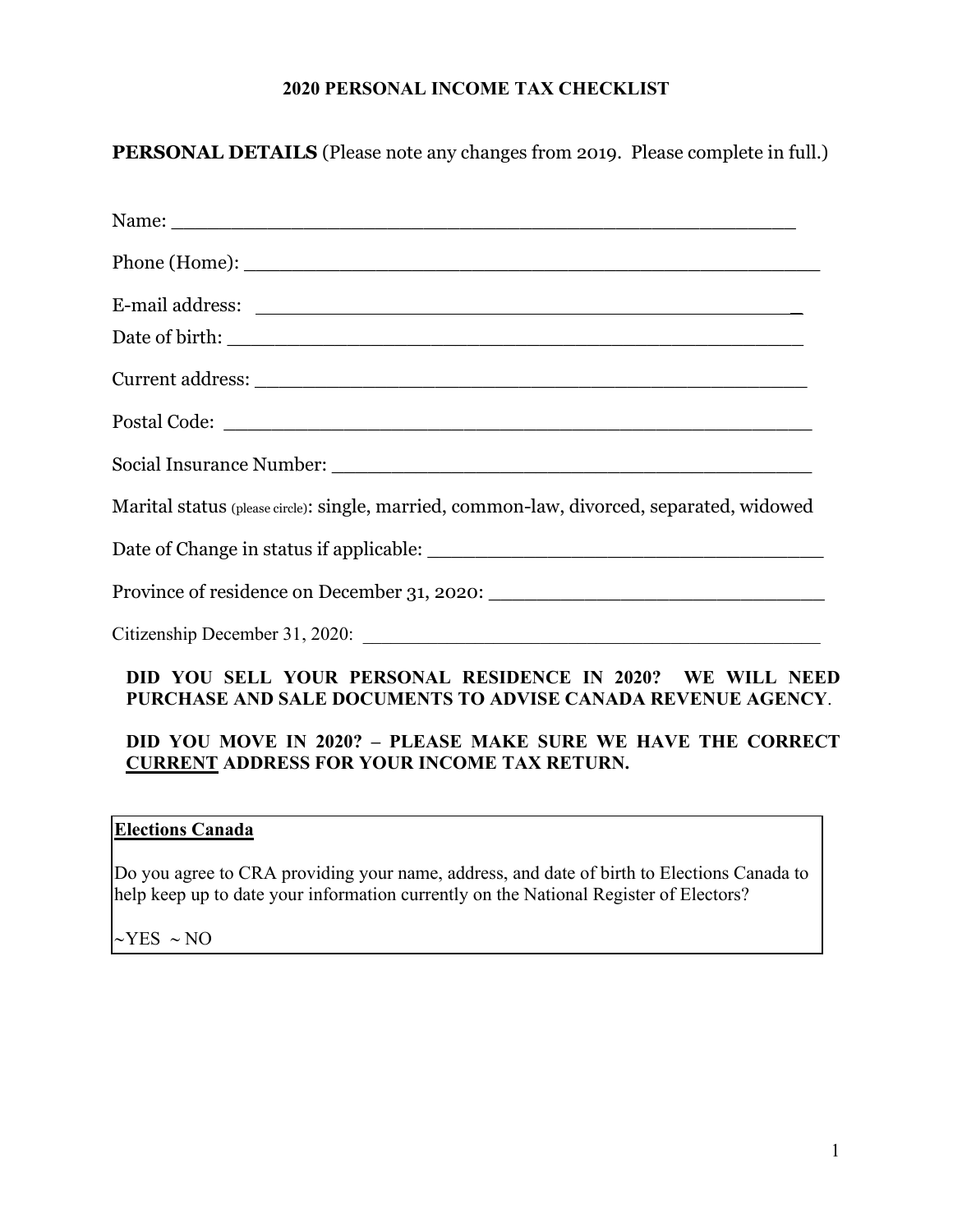# 2020 PERSONAL INCOME TAX CHECKLIST

**PERSONAL DETAILS** (Please note any changes from 2019. Please complete in full.)

Name: ___________________________________________________

Phone (Home): ___________________________________________________

E-mail address: ___________________________________________________

Date of birth: ___________________________________________________

Current address: ___________________________________________________

Postal Code: ___________________________________________________

Social Insurance Number: ___________________________________________

Marital status (please circle): single, married, common-law, divorced, separated, widowed

Date of Change in status if applicable: ___________________________________

Province of residence on December 31, 2020: ______________________________

Citizenship December 31, 2020: ___________________________________________

**DID YOU SELL YOUR PERSONAL RESIDENCE IN 2020? WE WILL NEED PURCHASE AND SALE DOCUMENTS TO ADVISE CANADA REVENUE AGENCY**.

**DID YOU MOVE IN 2020? – PLEASE MAKE SURE WE HAVE THE CORRECT CURRENT ADDRESS FOR YOUR INCOME TAX RETURN.**

**Elections Canada**

Do you agree to CRA providing your name, address, and date of birth to Elections Canada to help keep up to date your information currently on the National Register of Electors?

~YES ~ NO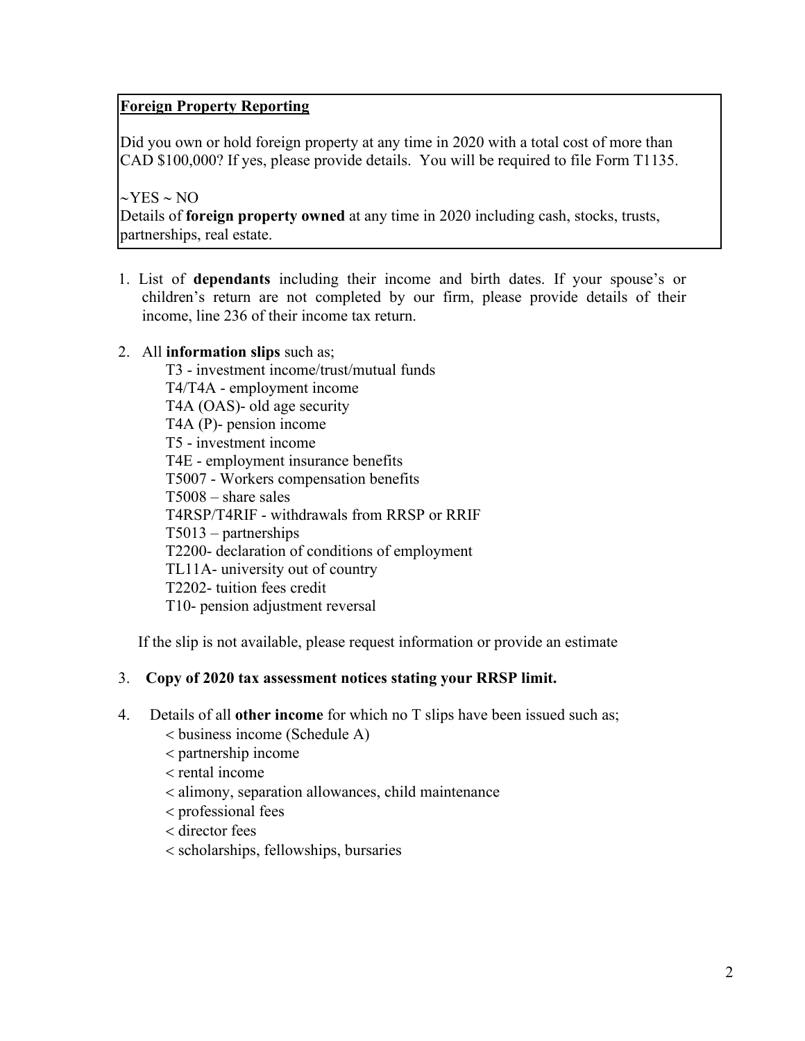**Foreign Property Reporting**

Did you own or hold foreign property at any time in 2020 with a total cost of more than CAD $100,000? If yes, please provide details. You will be required to file Form T1135.

~YES ~ NO

Details of **foreign property owned** at any time in 2020 including cash, stocks, trusts, partnerships, real estate.

1. List of **dependants** including their income and birth dates. If your spouse's or children's return are not completed by our firm, please provide details of their income, line 236 of their income tax return.

2. All **information slips** such as;

   T3 - investment income/trust/mutual funds
   T4/T4A - employment income
   T4A (OAS)- old age security
   T4A (P)- pension income
   T5 - investment income
   T4E - employment insurance benefits
   T5007 - Workers compensation benefits
   T5008 – share sales
   T4RSP/T4RIF - withdrawals from RRSP or RRIF
   T5013 – partnerships
   T2200- declaration of conditions of employment
   TL11A- university out of country
   T2202- tuition fees credit
   T10- pension adjustment reversal

   If the slip is not available, please request information or provide an estimate

3. **Copy of 2020 tax assessment notices stating your RRSP limit.**

4. Details of all **other income** for which no T slips have been issued such as;

   < business income (Schedule A)
   < partnership income
   < rental income
   < alimony, separation allowances, child maintenance
   < professional fees
   < director fees
   < scholarships, fellowships, bursaries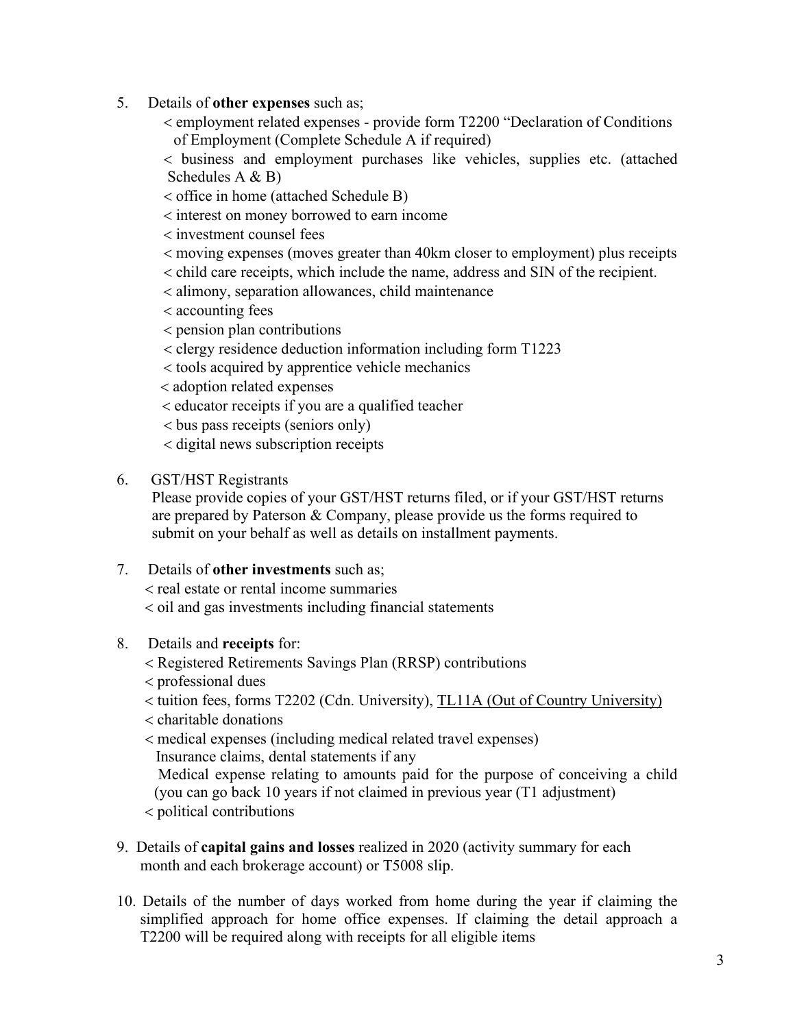5. Details of **other expenses** such as;
   - < employment related expenses - provide form T2200 "Declaration of Conditions of Employment (Complete Schedule A if required)
   - < business and employment purchases like vehicles, supplies etc. (attached Schedules A & B)
   - < office in home (attached Schedule B)
   - < interest on money borrowed to earn income
   - < investment counsel fees
   - < moving expenses (moves greater than 40km closer to employment) plus receipts
   - < child care receipts, which include the name, address and SIN of the recipient.
   - < alimony, separation allowances, child maintenance
   - < accounting fees
   - < pension plan contributions
   - < clergy residence deduction information including form T1223
   - < tools acquired by apprentice vehicle mechanics
   - < adoption related expenses
   - < educator receipts if you are a qualified teacher
   - < bus pass receipts (seniors only)
   - < digital news subscription receipts

6. GST/HST Registrants
   Please provide copies of your GST/HST returns filed, or if your GST/HST returns are prepared by Paterson & Company, please provide us the forms required to submit on your behalf as well as details on installment payments.

7. Details of **other investments** such as;
   - < real estate or rental income summaries
   - < oil and gas investments including financial statements

8. Details and **receipts** for:
   - < Registered Retirements Savings Plan (RRSP) contributions
   - < professional dues
   - < tuition fees, forms T2202 (Cdn. University), TL11A (Out of Country University)
   - < charitable donations
   - < medical expenses (including medical related travel expenses)
     Insurance claims, dental statements if any
     Medical expense relating to amounts paid for the purpose of conceiving a child (you can go back 10 years if not claimed in previous year (T1 adjustment)
   - < political contributions

9. Details of **capital gains and losses** realized in 2020 (activity summary for each month and each brokerage account) or T5008 slip.

10. Details of the number of days worked from home during the year if claiming the simplified approach for home office expenses. If claiming the detail approach a T2200 will be required along with receipts for all eligible items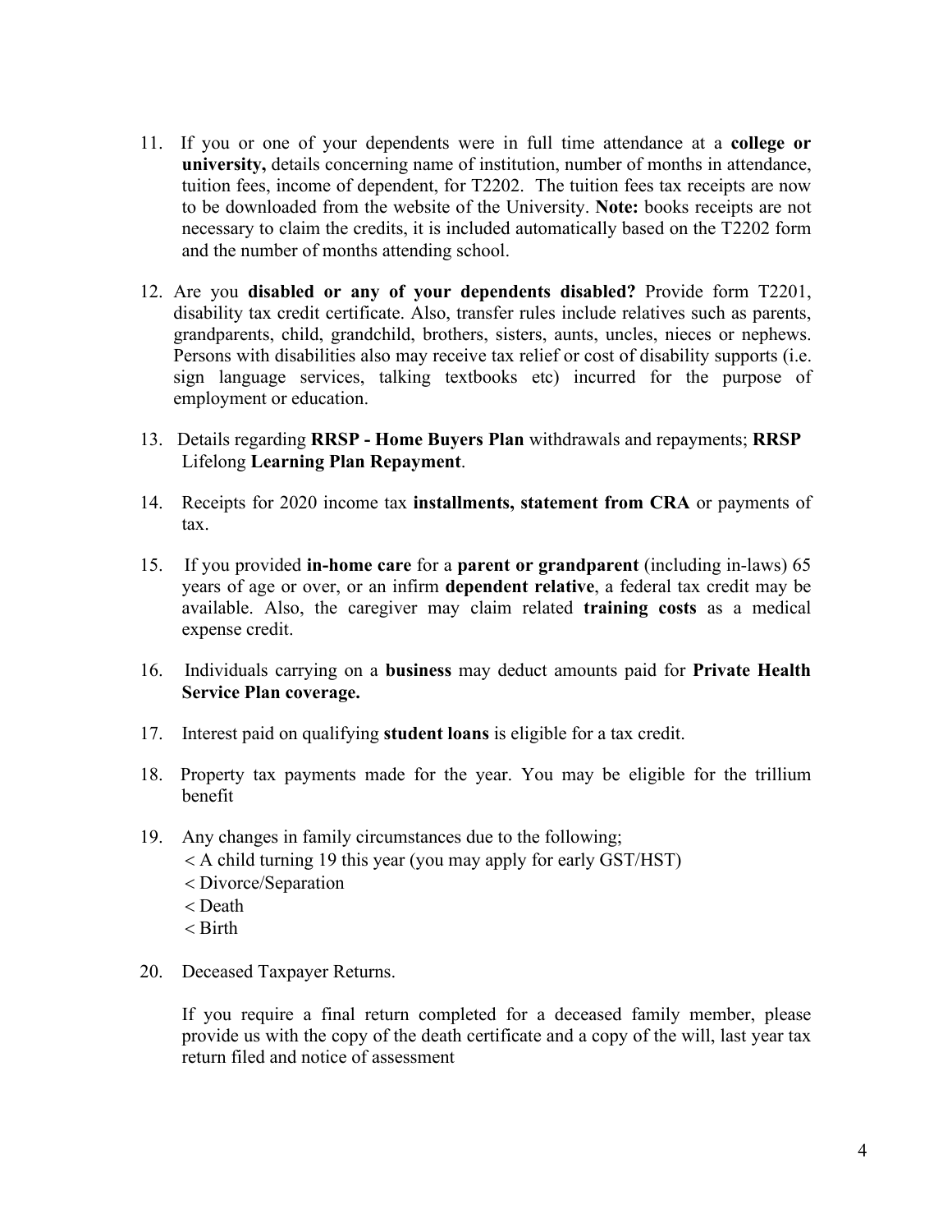11. If you or one of your dependents were in full time attendance at a **college or university,** details concerning name of institution, number of months in attendance, tuition fees, income of dependent, for T2202. The tuition fees tax receipts are now to be downloaded from the website of the University. **Note:** books receipts are not necessary to claim the credits, it is included automatically based on the T2202 form and the number of months attending school.

12. Are you **disabled or any of your dependents disabled?** Provide form T2201, disability tax credit certificate. Also, transfer rules include relatives such as parents, grandparents, child, grandchild, brothers, sisters, aunts, uncles, nieces or nephews. Persons with disabilities also may receive tax relief or cost of disability supports (i.e. sign language services, talking textbooks etc) incurred for the purpose of employment or education.

13. Details regarding **RRSP - Home Buyers Plan** withdrawals and repayments; **RRSP** Lifelong **Learning Plan Repayment**.

14. Receipts for 2020 income tax **installments, statement from CRA** or payments of tax.

15. If you provided **in-home care** for a **parent or grandparent** (including in-laws) 65 years of age or over, or an infirm **dependent relative**, a federal tax credit may be available. Also, the caregiver may claim related **training costs** as a medical expense credit.

16. Individuals carrying on a **business** may deduct amounts paid for **Private Health Service Plan coverage.**

17. Interest paid on qualifying **student loans** is eligible for a tax credit.

18. Property tax payments made for the year. You may be eligible for the trillium benefit

19. Any changes in family circumstances due to the following;
    < A child turning 19 this year (you may apply for early GST/HST)
    < Divorce/Separation
    < Death
    < Birth

20. Deceased Taxpayer Returns.

    If you require a final return completed for a deceased family member, please provide us with the copy of the death certificate and a copy of the will, last year tax return filed and notice of assessment